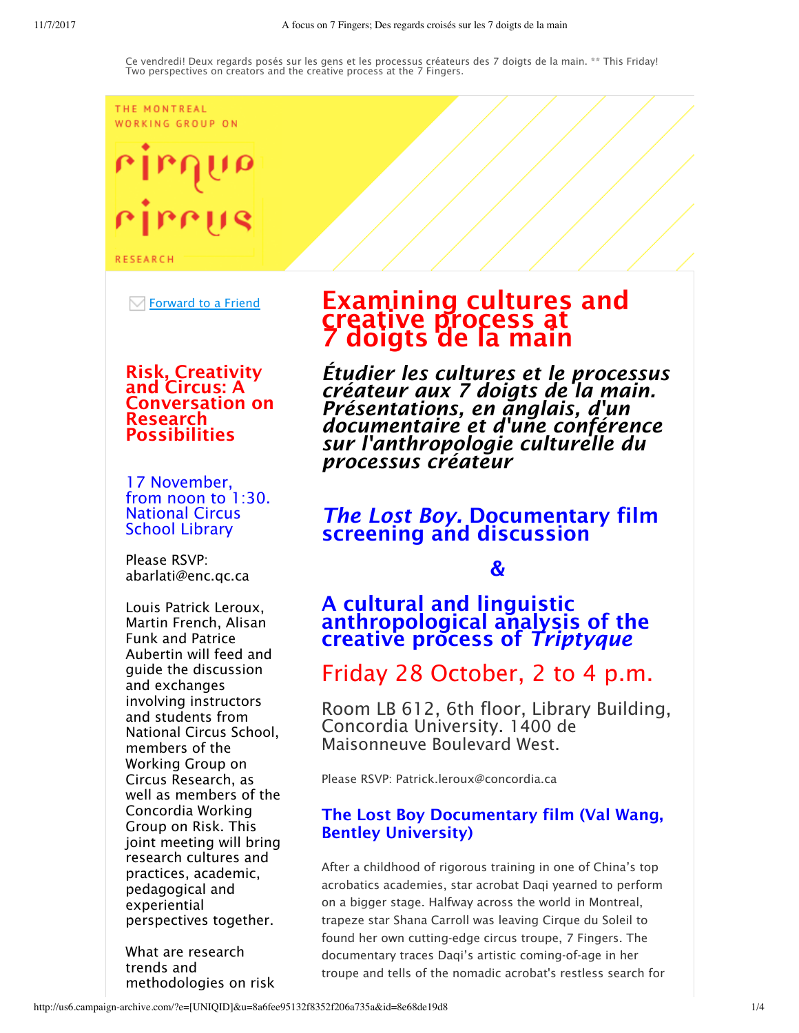Ce vendredi! Deux regards posés sur les gens et les processus créateurs des 7 doigts de la main. ** This Friday! Two perspectives on creators and the creative process at the 7 Fingers.

THE MONTREAL WORKING GROUP ON

cirque circus

RESEARCH

# Examining cultures and creative process at 7 doigts de la main

***Étudier les cultures et le processus créateur aux 7 doigts de la main. Présentations, en anglais, d'un documentaire et d'une conférence sur l'anthropologie culturelle du processus créateur***

## *The Lost Boy.* Documentary film screening and discussion

## &

## A cultural and linguistic anthropological analysis of the creative process of *Triptyque*

## Friday 28 October, 2 to 4 p.m.

Room LB 612, 6th floor, Library Building, Concordia University. 1400 de Maisonneuve Boulevard West.

Please RSVP: Patrick.leroux@concordia.ca

### The Lost Boy Documentary film (Val Wang, Bentley University)

After a childhood of rigorous training in one of China's top acrobatics academies, star acrobat Daqi yearned to perform on a bigger stage. Halfway across the world in Montreal, trapeze star Shana Carroll was leaving Cirque du Soleil to found her own cutting-edge circus troupe, 7 Fingers. The documentary traces Daqi's artistic coming-of-age in her troupe and tells of the nomadic acrobat's restless search for

Forward to a Friend

## Risk, Creativity and Circus: A Conversation on Research Possibilities

17 November, from noon to 1:30. National Circus School Library

Please RSVP: abarlati@enc.qc.ca

Louis Patrick Leroux, Martin French, Alisan Funk and Patrice Aubertin will feed and guide the discussion and exchanges involving instructors and students from National Circus School, members of the Working Group on Circus Research, as well as members of the Concordia Working Group on Risk. This joint meeting will bring research cultures and practices, academic, pedagogical and experiential perspectives together.

What are research trends and methodologies on risk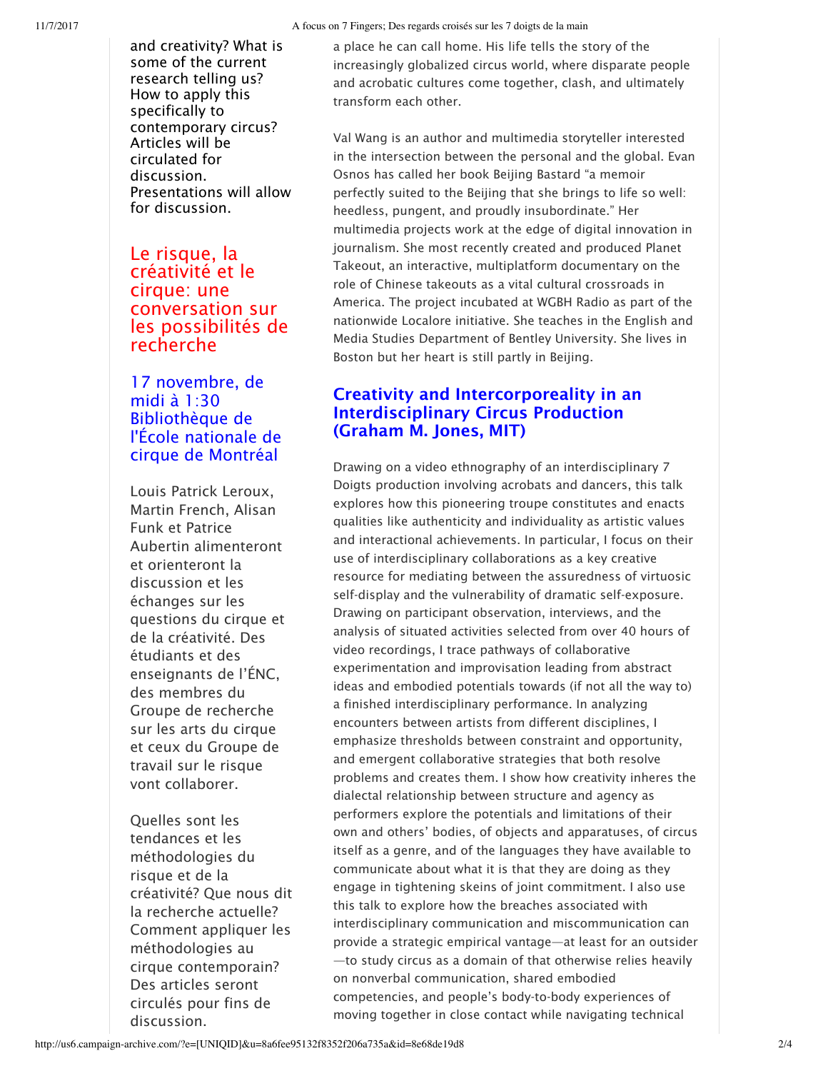and creativity? What is some of the current research telling us? How to apply this specifically to contemporary circus? Articles will be circulated for discussion. Presentations will allow for discussion.

## Le risque, la créativité et le cirque: une conversation sur les possibilités de recherche

### 17 novembre, de midi à 1:30 Bibliothèque de l'École nationale de cirque de Montréal

Louis Patrick Leroux, Martin French, Alisan Funk et Patrice Aubertin alimenteront et orienteront la discussion et les échanges sur les questions du cirque et de la créativité. Des étudiants et des enseignants de l'ÉNC, des membres du Groupe de recherche sur les arts du cirque et ceux du Groupe de travail sur le risque vont collaborer.

Quelles sont les tendances et les méthodologies du risque et de la créativité? Que nous dit la recherche actuelle? Comment appliquer les méthodologies au cirque contemporain? Des articles seront circulés pour fins de discussion.

a place he can call home. His life tells the story of the increasingly globalized circus world, where disparate people and acrobatic cultures come together, clash, and ultimately transform each other.

Val Wang is an author and multimedia storyteller interested in the intersection between the personal and the global. Evan Osnos has called her book Beijing Bastard "a memoir perfectly suited to the Beijing that she brings to life so well: heedless, pungent, and proudly insubordinate." Her multimedia projects work at the edge of digital innovation in journalism. She most recently created and produced Planet Takeout, an interactive, multiplatform documentary on the role of Chinese takeouts as a vital cultural crossroads in America. The project incubated at WGBH Radio as part of the nationwide Localore initiative. She teaches in the English and Media Studies Department of Bentley University. She lives in Boston but her heart is still partly in Beijing.

## Creativity and Intercorporeality in an Interdisciplinary Circus Production (Graham M. Jones, MIT)

Drawing on a video ethnography of an interdisciplinary 7 Doigts production involving acrobats and dancers, this talk explores how this pioneering troupe constitutes and enacts qualities like authenticity and individuality as artistic values and interactional achievements. In particular, I focus on their use of interdisciplinary collaborations as a key creative resource for mediating between the assuredness of virtuosic self-display and the vulnerability of dramatic self-exposure. Drawing on participant observation, interviews, and the analysis of situated activities selected from over 40 hours of video recordings, I trace pathways of collaborative experimentation and improvisation leading from abstract ideas and embodied potentials towards (if not all the way to) a finished interdisciplinary performance. In analyzing encounters between artists from different disciplines, I emphasize thresholds between constraint and opportunity, and emergent collaborative strategies that both resolve problems and creates them. I show how creativity inheres the dialectal relationship between structure and agency as performers explore the potentials and limitations of their own and others' bodies, of objects and apparatuses, of circus itself as a genre, and of the languages they have available to communicate about what it is that they are doing as they engage in tightening skeins of joint commitment. I also use this talk to explore how the breaches associated with interdisciplinary communication and miscommunication can provide a strategic empirical vantage—at least for an outsider—to study circus as a domain of that otherwise relies heavily on nonverbal communication, shared embodied competencies, and people's body-to-body experiences of moving together in close contact while navigating technical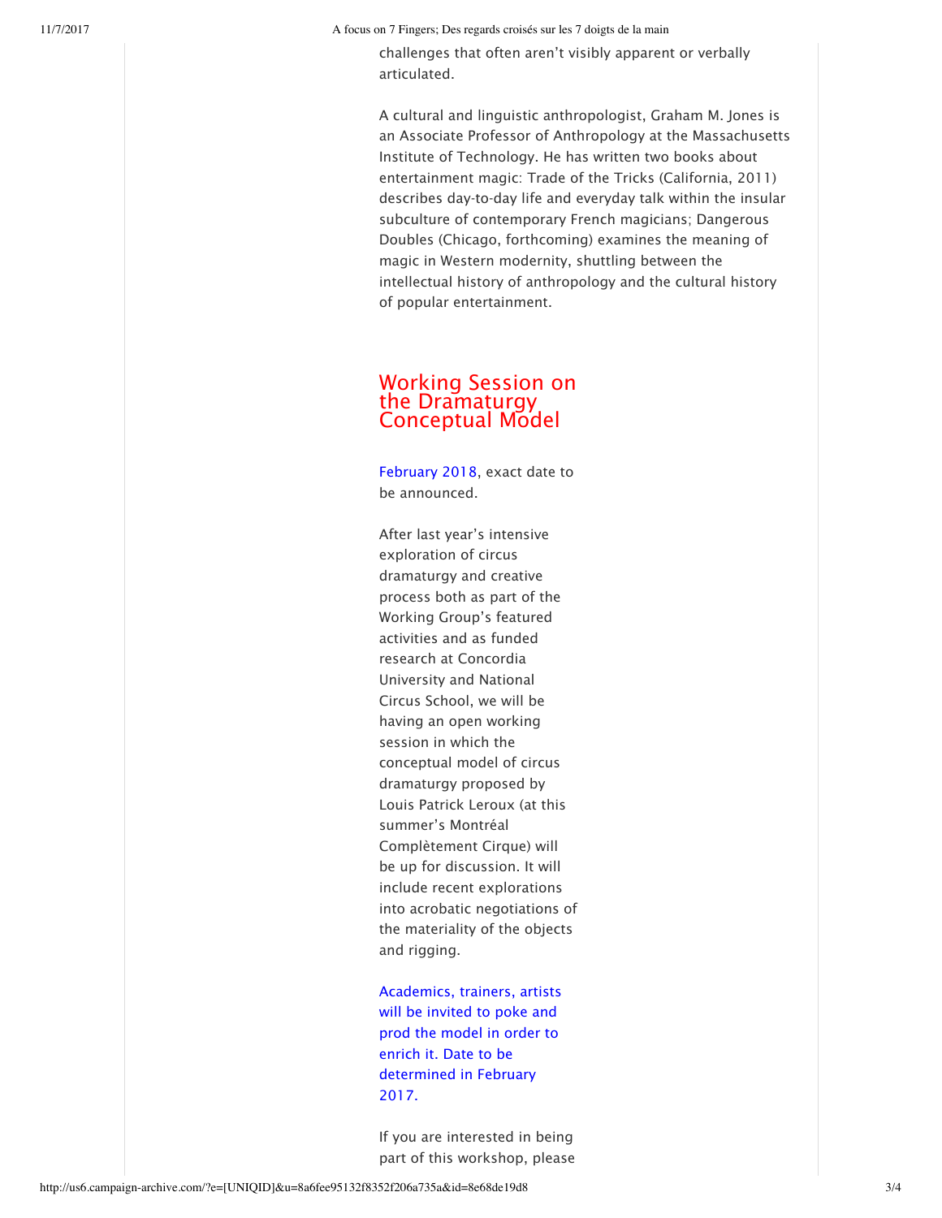challenges that often aren't visibly apparent or verbally articulated.

A cultural and linguistic anthropologist, Graham M. Jones is an Associate Professor of Anthropology at the Massachusetts Institute of Technology. He has written two books about entertainment magic: Trade of the Tricks (California, 2011) describes day-to-day life and everyday talk within the insular subculture of contemporary French magicians; Dangerous Doubles (Chicago, forthcoming) examines the meaning of magic in Western modernity, shuttling between the intellectual history of anthropology and the cultural history of popular entertainment.

## Working Session on the Dramaturgy Conceptual Model

February 2018, exact date to be announced.

After last year's intensive exploration of circus dramaturgy and creative process both as part of the Working Group's featured activities and as funded research at Concordia University and National Circus School, we will be having an open working session in which the conceptual model of circus dramaturgy proposed by Louis Patrick Leroux (at this summer's Montréal Complètement Cirque) will be up for discussion. It will include recent explorations into acrobatic negotiations of the materiality of the objects and rigging.

Academics, trainers, artists will be invited to poke and prod the model in order to enrich it. Date to be determined in February 2017.

If you are interested in being part of this workshop, please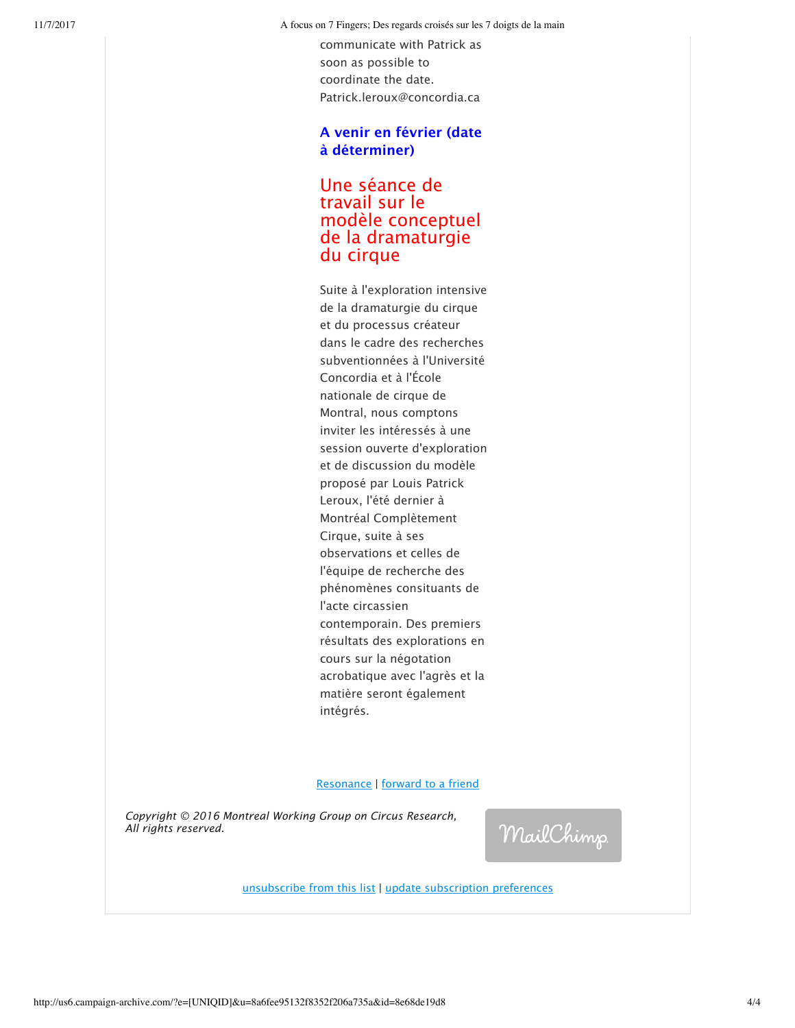communicate with Patrick as soon as possible to coordinate the date. Patrick.leroux@concordia.ca

### A venir en février (date à déterminer)

## Une séance de travail sur le modèle conceptuel de la dramaturgie du cirque

Suite à l'exploration intensive de la dramaturgie du cirque et du processus créateur dans le cadre des recherches subventionnées à l'Université Concordia et à l'École nationale de cirque de Montral, nous comptons inviter les intéressés à une session ouverte d'exploration et de discussion du modèle proposé par Louis Patrick Leroux, l'été dernier à Montréal Complètement Cirque, suite à ses observations et celles de l'équipe de recherche des phénomènes consituants de l'acte circassien contemporain. Des premiers résultats des explorations en cours sur la négotation acrobatique avec l'agrès et la matière seront également intégrés.

Resonance | forward to a friend

*Copyright © 2016 Montreal Working Group on Circus Research, All rights reserved.*

MailChimp

unsubscribe from this list | update subscription preferences